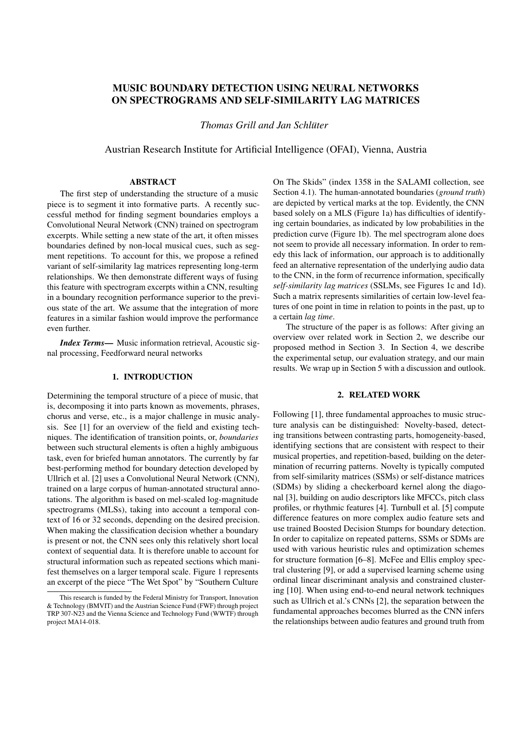# MUSIC BOUNDARY DETECTION USING NEURAL NETWORKS ON SPECTROGRAMS AND SELF-SIMILARITY LAG MATRICES

*Thomas Grill and Jan Schlüter*

Austrian Research Institute for Artificial Intelligence (OFAI), Vienna, Austria

## ABSTRACT

The first step of understanding the structure of a music piece is to segment it into formative parts. A recently successful method for finding segment boundaries employs a Convolutional Neural Network (CNN) trained on spectrogram excerpts. While setting a new state of the art, it often misses boundaries defined by non-local musical cues, such as segment repetitions. To account for this, we propose a refined variant of self-similarity lag matrices representing long-term relationships. We then demonstrate different ways of fusing this feature with spectrogram excerpts within a CNN, resulting in a boundary recognition performance superior to the previous state of the art. We assume that the integration of more features in a similar fashion would improve the performance even further.

***Index Terms*—** Music information retrieval, Acoustic signal processing, Feedforward neural networks

## 1. INTRODUCTION

Determining the temporal structure of a piece of music, that is, decomposing it into parts known as movements, phrases, chorus and verse, etc., is a major challenge in music analysis. See [1] for an overview of the field and existing techniques. The identification of transition points, or, *boundaries* between such structural elements is often a highly ambiguous task, even for briefed human annotators. The currently by far best-performing method for boundary detection developed by Ullrich et al. [2] uses a Convolutional Neural Network (CNN), trained on a large corpus of human-annotated structural annotations. The algorithm is based on mel-scaled log-magnitude spectrograms (MLSs), taking into account a temporal context of 16 or 32 seconds, depending on the desired precision. When making the classification decision whether a boundary is present or not, the CNN sees only this relatively short local context of sequential data. It is therefore unable to account for structural information such as repeated sections which manifest themselves on a larger temporal scale. Figure 1 represents an excerpt of the piece "The Wet Spot" by "Southern Culture On The Skids" (index 1358 in the SALAMI collection, see Section 4.1). The human-annotated boundaries (*ground truth*) are depicted by vertical marks at the top. Evidently, the CNN based solely on a MLS (Figure 1a) has difficulties of identifying certain boundaries, as indicated by low probabilities in the prediction curve (Figure 1b). The mel spectrogram alone does not seem to provide all necessary information. In order to remedy this lack of information, our approach is to additionally feed an alternative representation of the underlying audio data to the CNN, in the form of recurrence information, specifically *self-similarity lag matrices* (SSLMs, see Figures 1c and 1d). Such a matrix represents similarities of certain low-level features of one point in time in relation to points in the past, up to a certain *lag time*.

The structure of the paper is as follows: After giving an overview over related work in Section 2, we describe our proposed method in Section 3. In Section 4, we describe the experimental setup, our evaluation strategy, and our main results. We wrap up in Section 5 with a discussion and outlook.

This research is funded by the Federal Ministry for Transport, Innovation & Technology (BMVIT) and the Austrian Science Fund (FWF) through project TRP 307-N23 and the Vienna Science and Technology Fund (WWTF) through project MA14-018.

## 2. RELATED WORK

Following [1], three fundamental approaches to music structure analysis can be distinguished: Novelty-based, detecting transitions between contrasting parts, homogeneity-based, identifying sections that are consistent with respect to their musical properties, and repetition-based, building on the determination of recurring patterns. Novelty is typically computed from self-similarity matrices (SSMs) or self-distance matrices (SDMs) by sliding a checkerboard kernel along the diagonal [3], building on audio descriptors like MFCCs, pitch class profiles, or rhythmic features [4]. Turnbull et al. [5] compute difference features on more complex audio feature sets and use trained Boosted Decision Stumps for boundary detection. In order to capitalize on repeated patterns, SSMs or SDMs are used with various heuristic rules and optimization schemes for structure formation [6–8]. McFee and Ellis employ spectral clustering [9], or add a supervised learning scheme using ordinal linear discriminant analysis and constrained clustering [10]. When using end-to-end neural network techniques such as Ullrich et al.'s CNNs [2], the separation between the fundamental approaches becomes blurred as the CNN infers the relationships between audio features and ground truth from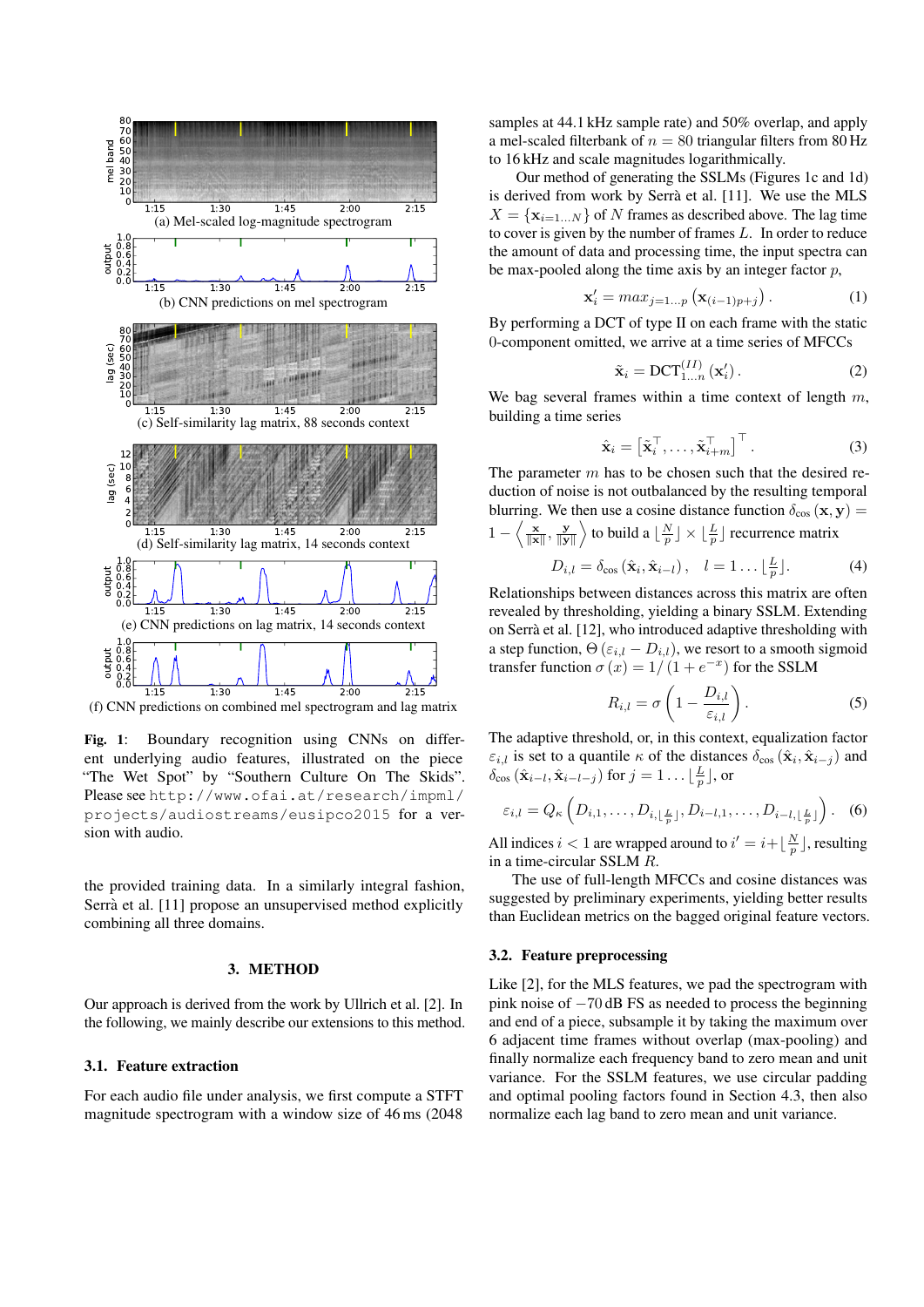(a) Mel-scaled log-magnitude spectrogram

(b) CNN predictions on mel spectrogram

(c) Self-similarity lag matrix, 88 seconds context

(d) Self-similarity lag matrix, 14 seconds context

(e) CNN predictions on lag matrix, 14 seconds context

(f) CNN predictions on combined mel spectrogram and lag matrix

**Fig. 1**: Boundary recognition using CNNs on different underlying audio features, illustrated on the piece "The Wet Spot" by "Southern Culture On The Skids". Please see `http://www.ofai.at/research/impml/projects/audiostreams/eusipco2015` for a version with audio.

the provided training data. In a similarly integral fashion, Serrà et al. [11] propose an unsupervised method explicitly combining all three domains.

## 3. METHOD

Our approach is derived from the work by Ullrich et al. [2]. In the following, we mainly describe our extensions to this method.

### 3.1. Feature extraction

For each audio file under analysis, we first compute a STFT magnitude spectrogram with a window size of 46 ms (2048 samples at 44.1 kHz sample rate) and 50% overlap, and apply a mel-scaled filterbank of $n = 80$ triangular filters from 80 Hz to 16 kHz and scale magnitudes logarithmically.

Our method of generating the SSLMs (Figures 1c and 1d) is derived from work by Serrà et al. [11]. We use the MLS $X = \{\mathbf{x}_{i=1\dots N}\}$ of $N$ frames as described above. The lag time to cover is given by the number of frames $L$. In order to reduce the amount of data and processing time, the input spectra can be max-pooled along the time axis by an integer factor $p$,

$$\mathbf{x}'_i = max_{j=1\dots p}\left(\mathbf{x}_{(i-1)p+j}\right). \tag{1}$$

By performing a DCT of type II on each frame with the static 0-component omitted, we arrive at a time series of MFCCs

$$\tilde{\mathbf{x}}_i = \text{DCT}^{(II)}_{1\dots n}\left(\mathbf{x}'_i\right). \tag{2}$$

We bag several frames within a time context of length $m$, building a time series

$$\hat{\mathbf{x}}_i = \left[\tilde{\mathbf{x}}_i^\top, \dots, \tilde{\mathbf{x}}_{i+m}^\top\right]^\top. \tag{3}$$

The parameter $m$ has to be chosen such that the desired reduction of noise is not outbalanced by the resulting temporal blurring. We then use a cosine distance function $\delta_{\cos}(\mathbf{x}, \mathbf{y}) = 1 - \left\langle \frac{\mathbf{x}}{\|\mathbf{x}\|}, \frac{\mathbf{y}}{\|\mathbf{y}\|} \right\rangle$ to build a $\lfloor \frac{N}{p} \rfloor \times \lfloor \frac{L}{p} \rfloor$ recurrence matrix

$$D_{i,l} = \delta_{\cos}\left(\hat{\mathbf{x}}_i, \hat{\mathbf{x}}_{i-l}\right), \quad l = 1 \dots \lfloor \tfrac{L}{p} \rfloor. \tag{4}$$

Relationships between distances across this matrix are often revealed by thresholding, yielding a binary SSLM. Extending on Serrà et al. [12], who introduced adaptive thresholding with a step function, $\Theta\left(\varepsilon_{i,l} - D_{i,l}\right)$, we resort to a smooth sigmoid transfer function $\sigma(x) = 1/\left(1 + e^{-x}\right)$ for the SSLM

$$R_{i,l} = \sigma\left(1 - \frac{D_{i,l}}{\varepsilon_{i,l}}\right). \tag{5}$$

The adaptive threshold, or, in this context, equalization factor $\varepsilon_{i,l}$ is set to a quantile $\kappa$ of the distances $\delta_{\cos}\left(\hat{\mathbf{x}}_i, \hat{\mathbf{x}}_{i-j}\right)$ and $\delta_{\cos}\left(\hat{\mathbf{x}}_{i-l}, \hat{\mathbf{x}}_{i-l-j}\right)$ for $j = 1 \dots \lfloor \frac{L}{p} \rfloor$, or

$$\varepsilon_{i,l} = Q_\kappa\left(D_{i,1}, \dots, D_{i,\lfloor \frac{L}{p} \rfloor}, D_{i-l,1}, \dots, D_{i-l,\lfloor \frac{L}{p} \rfloor}\right). \tag{6}$$

All indices $i < 1$ are wrapped around to $i' = i + \lfloor \frac{N}{p} \rfloor$, resulting in a time-circular SSLM $R$.

The use of full-length MFCCs and cosine distances was suggested by preliminary experiments, yielding better results than Euclidean metrics on the bagged original feature vectors.

### 3.2. Feature preprocessing

Like [2], for the MLS features, we pad the spectrogram with pink noise of −70 dB FS as needed to process the beginning and end of a piece, subsample it by taking the maximum over 6 adjacent time frames without overlap (max-pooling) and finally normalize each frequency band to zero mean and unit variance. For the SSLM features, we use circular padding and optimal pooling factors found in Section 4.3, then also normalize each lag band to zero mean and unit variance.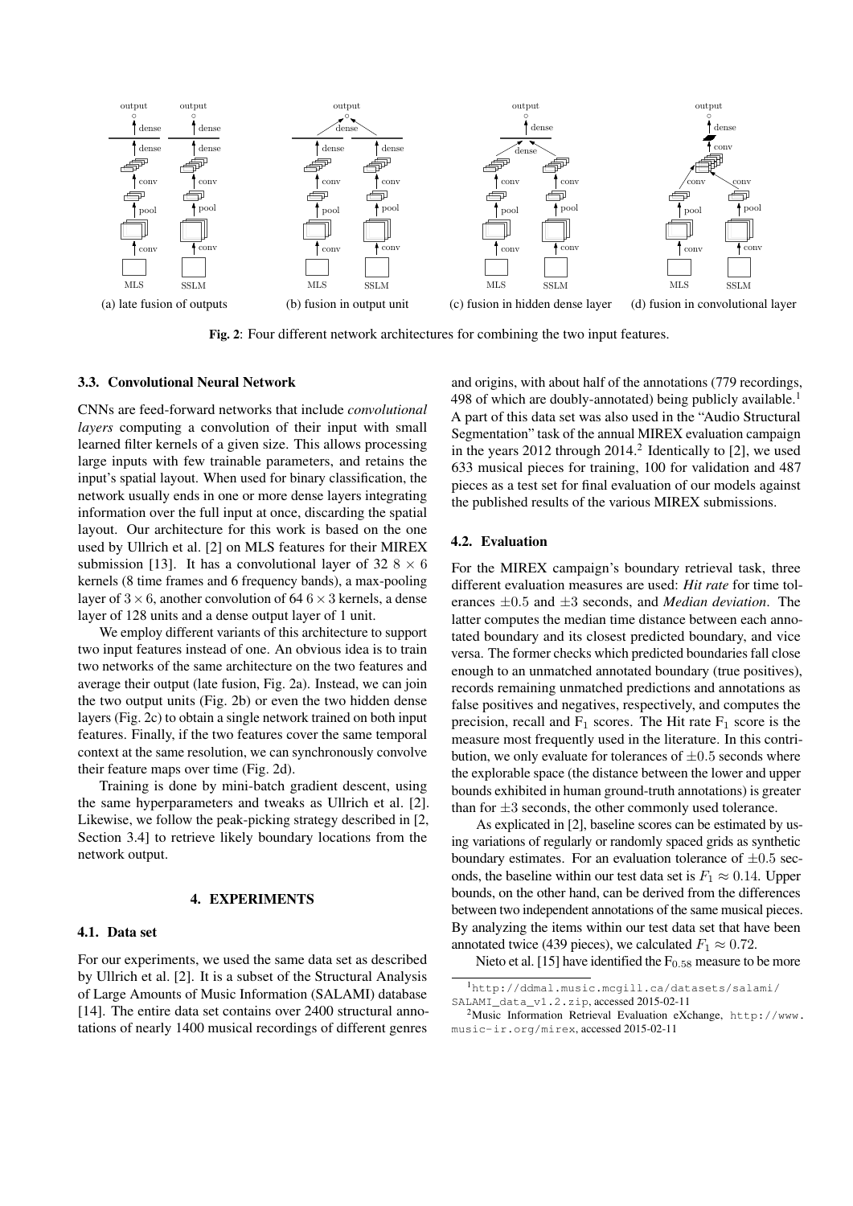(a) late fusion of outputs (b) fusion in output unit (c) fusion in hidden dense layer (d) fusion in convolutional layer

**Fig. 2**: Four different network architectures for combining the two input features.

### 3.3. Convolutional Neural Network

CNNs are feed-forward networks that include *convolutional layers* computing a convolution of their input with small learned filter kernels of a given size. This allows processing large inputs with few trainable parameters, and retains the input's spatial layout. When used for binary classification, the network usually ends in one or more dense layers integrating information over the full input at once, discarding the spatial layout. Our architecture for this work is based on the one used by Ullrich et al. [2] on MLS features for their MIREX submission [13]. It has a convolutional layer of 32 $8 \times 6$ kernels (8 time frames and 6 frequency bands), a max-pooling layer of $3 \times 6$, another convolution of 64 $6 \times 3$ kernels, a dense layer of 128 units and a dense output layer of 1 unit.

We employ different variants of this architecture to support two input features instead of one. An obvious idea is to train two networks of the same architecture on the two features and average their output (late fusion, Fig. 2a). Instead, we can join the two output units (Fig. 2b) or even the two hidden dense layers (Fig. 2c) to obtain a single network trained on both input features. Finally, if the two features cover the same temporal context at the same resolution, we can synchronously convolve their feature maps over time (Fig. 2d).

Training is done by mini-batch gradient descent, using the same hyperparameters and tweaks as Ullrich et al. [2]. Likewise, we follow the peak-picking strategy described in [2, Section 3.4] to retrieve likely boundary locations from the network output.

## 4. EXPERIMENTS

### 4.1. Data set

For our experiments, we used the same data set as described by Ullrich et al. [2]. It is a subset of the Structural Analysis of Large Amounts of Music Information (SALAMI) database [14]. The entire data set contains over 2400 structural annotations of nearly 1400 musical recordings of different genres and origins, with about half of the annotations (779 recordings, 498 of which are doubly-annotated) being publicly available.[1] A part of this data set was also used in the "Audio Structural Segmentation" task of the annual MIREX evaluation campaign in the years 2012 through 2014.[2] Identically to [2], we used 633 musical pieces for training, 100 for validation and 487 pieces as a test set for final evaluation of our models against the published results of the various MIREX submissions.

### 4.2. Evaluation

For the MIREX campaign's boundary retrieval task, three different evaluation measures are used: *Hit rate* for time tolerances $\pm 0.5$ and $\pm 3$ seconds, and *Median deviation*. The latter computes the median time distance between each annotated boundary and its closest predicted boundary, and vice versa. The former checks which predicted boundaries fall close enough to an unmatched annotated boundary (true positives), records remaining unmatched predictions and annotations as false positives and negatives, respectively, and computes the precision, recall and $F_1$ scores. The Hit rate $F_1$ score is the measure most frequently used in the literature. In this contribution, we only evaluate for tolerances of $\pm 0.5$ seconds where the explorable space (the distance between the lower and upper bounds exhibited in human ground-truth annotations) is greater than for $\pm 3$ seconds, the other commonly used tolerance.

As explicated in [2], baseline scores can be estimated by using variations of regularly or randomly spaced grids as synthetic boundary estimates. For an evaluation tolerance of $\pm 0.5$ seconds, the baseline within our test data set is $F_1 \approx 0.14$. Upper bounds, on the other hand, can be derived from the differences between two independent annotations of the same musical pieces. By analyzing the items within our test data set that have been annotated twice (439 pieces), we calculated $F_1 \approx 0.72$.

Nieto et al. [15] have identified the $F_{0.58}$ measure to be more

[1] http://ddmal.music.mcgill.ca/datasets/salami/SALAMI_data_v1.2.zip, accessed 2015-02-11

[2] Music Information Retrieval Evaluation eXchange, http://www.music-ir.org/mirex, accessed 2015-02-11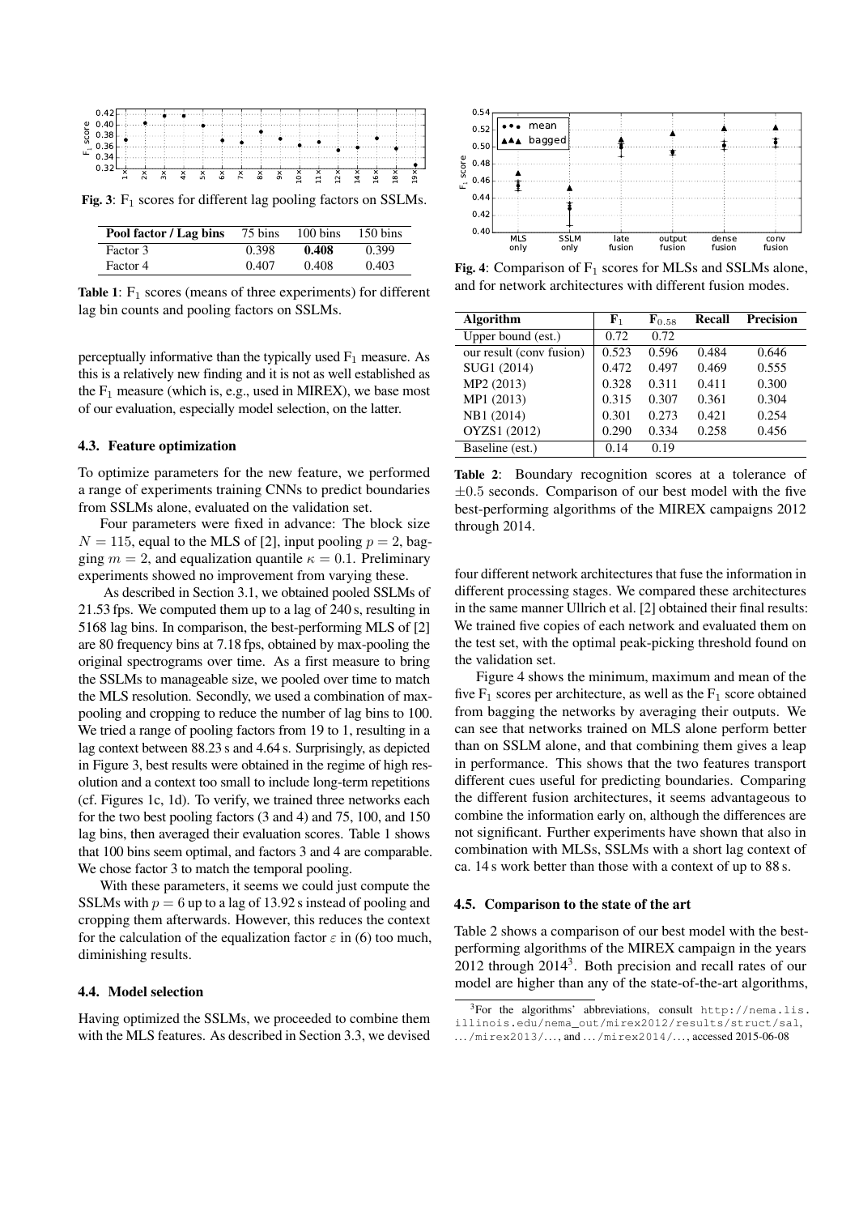Fig. 3: $F_1$ scores for different lag pooling factors on SSLMs.

| Pool factor / Lag bins | 75 bins | 100 bins | 150 bins |
| --- | --- | --- | --- |
| Factor 3 | 0.398 | **0.408** | 0.399 |
| Factor 4 | 0.407 | 0.408 | 0.403 |

**Table 1**: $F_1$ scores (means of three experiments) for different lag bin counts and pooling factors on SSLMs.

perceptually informative than the typically used $F_1$ measure. As this is a relatively new finding and it is not as well established as the $F_1$ measure (which is, e.g., used in MIREX), we base most of our evaluation, especially model selection, on the latter.

### 4.3. Feature optimization

To optimize parameters for the new feature, we performed a range of experiments training CNNs to predict boundaries from SSLMs alone, evaluated on the validation set.

Four parameters were fixed in advance: The block size $N = 115$, equal to the MLS of [2], input pooling $p = 2$, bagging $m = 2$, and equalization quantile $\kappa = 0.1$. Preliminary experiments showed no improvement from varying these.

As described in Section 3.1, we obtained pooled SSLMs of 21.53 fps. We computed them up to a lag of 240 s, resulting in 5168 lag bins. In comparison, the best-performing MLS of [2] are 80 frequency bins at 7.18 fps, obtained by max-pooling the original spectrograms over time. As a first measure to bring the SSLMs to manageable size, we pooled over time to match the MLS resolution. Secondly, we used a combination of max-pooling and cropping to reduce the number of lag bins to 100. We tried a range of pooling factors from 19 to 1, resulting in a lag context between 88.23 s and 4.64 s. Surprisingly, as depicted in Figure 3, best results were obtained in the regime of high resolution and a context too small to include long-term repetitions (cf. Figures 1c, 1d). To verify, we trained three networks each for the two best pooling factors (3 and 4) and 75, 100, and 150 lag bins, then averaged their evaluation scores. Table 1 shows that 100 bins seem optimal, and factors 3 and 4 are comparable. We chose factor 3 to match the temporal pooling.

With these parameters, it seems we could just compute the SSLMs with $p = 6$ up to a lag of 13.92 s instead of pooling and cropping them afterwards. However, this reduces the context for the calculation of the equalization factor $\varepsilon$ in (6) too much, diminishing results.

### 4.4. Model selection

Having optimized the SSLMs, we proceeded to combine them with the MLS features. As described in Section 3.3, we devised four different network architectures that fuse the information in different processing stages. We compared these architectures in the same manner Ullrich et al. [2] obtained their final results: We trained five copies of each network and evaluated them on the test set, with the optimal peak-picking threshold found on the validation set.

Figure 4 shows the minimum, maximum and mean of the five $F_1$ scores per architecture, as well as the $F_1$ score obtained from bagging the networks by averaging their outputs. We can see that networks trained on MLS alone perform better than on SSLM alone, and that combining them gives a leap in performance. This shows that the two features transport different cues useful for predicting boundaries. Comparing the different fusion architectures, it seems advantageous to combine the information early on, although the differences are not significant. Further experiments have shown that also in combination with MLSs, SSLMs with a short lag context of ca. 14 s work better than those with a context of up to 88 s.

Fig. 4: Comparison of $F_1$ scores for MLSs and SSLMs alone, and for network architectures with different fusion modes.

| Algorithm | $F_1$ | $F_{0.58}$ | Recall | Precision |
| --- | --- | --- | --- | --- |
| Upper bound (est.) | 0.72 | 0.72 | | |
| our result (conv fusion) | 0.523 | 0.596 | 0.484 | 0.646 |
| SUG1 (2014) | 0.472 | 0.497 | 0.469 | 0.555 |
| MP2 (2013) | 0.328 | 0.311 | 0.411 | 0.300 |
| MP1 (2013) | 0.315 | 0.307 | 0.361 | 0.304 |
| NB1 (2014) | 0.301 | 0.273 | 0.421 | 0.254 |
| OYZS1 (2012) | 0.290 | 0.334 | 0.258 | 0.456 |
| Baseline (est.) | 0.14 | 0.19 | | |

**Table 2**: Boundary recognition scores at a tolerance of $\pm 0.5$ seconds. Comparison of our best model with the five best-performing algorithms of the MIREX campaigns 2012 through 2014.

### 4.5. Comparison to the state of the art

Table 2 shows a comparison of our best model with the best-performing algorithms of the MIREX campaign in the years 2012 through 2014[3]. Both precision and recall rates of our model are higher than any of the state-of-the-art algorithms,

[3] For the algorithms' abbreviations, consult http://nema.lis.illinois.edu/nema_out/mirex2012/results/struct/sal, …/mirex2013/…, and …/mirex2014/…, accessed 2015-06-08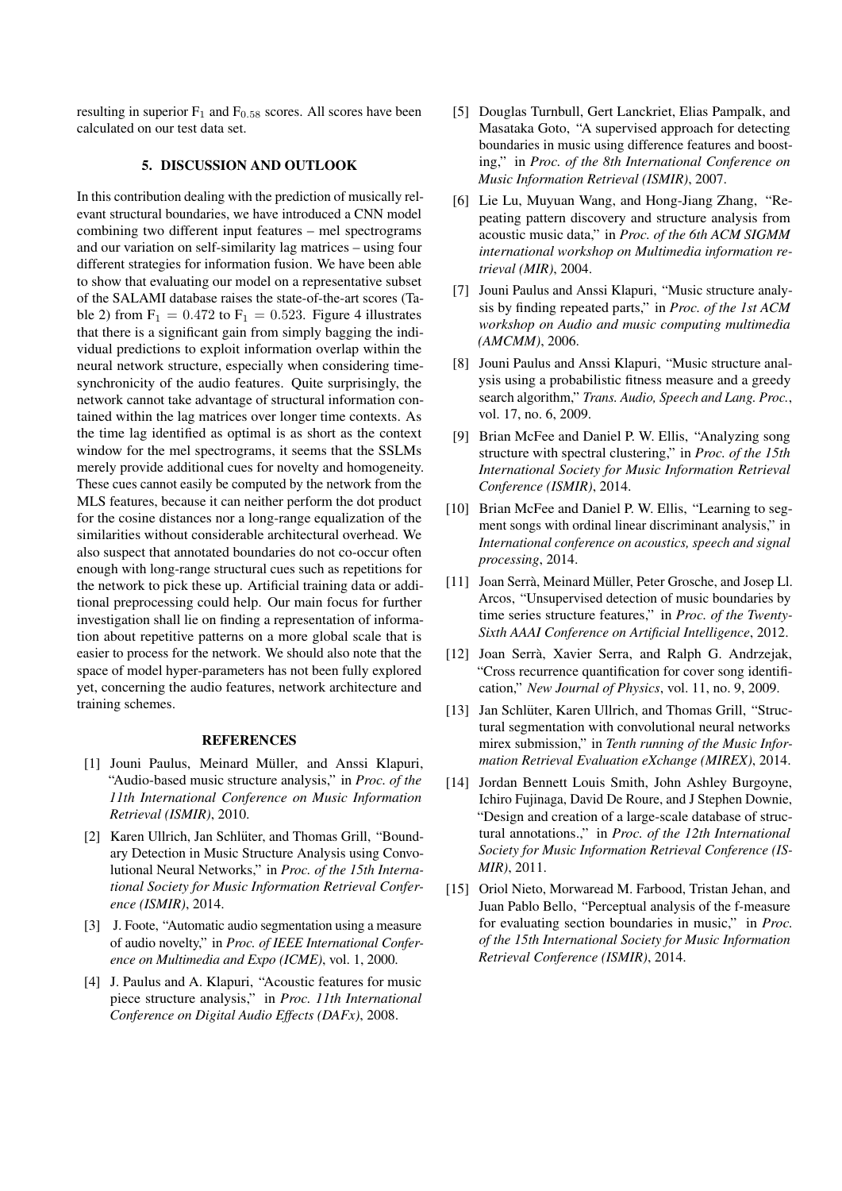resulting in superior $F_1$ and $F_{0.58}$ scores. All scores have been calculated on our test data set.

## 5. DISCUSSION AND OUTLOOK

In this contribution dealing with the prediction of musically relevant structural boundaries, we have introduced a CNN model combining two different input features – mel spectrograms and our variation on self-similarity lag matrices – using four different strategies for information fusion. We have been able to show that evaluating our model on a representative subset of the SALAMI database raises the state-of-the-art scores (Table 2) from $F_1 = 0.472$ to $F_1 = 0.523$. Figure 4 illustrates that there is a significant gain from simply bagging the individual predictions to exploit information overlap within the neural network structure, especially when considering time-synchronicity of the audio features. Quite surprisingly, the network cannot take advantage of structural information contained within the lag matrices over longer time contexts. As the time lag identified as optimal is as short as the context window for the mel spectrograms, it seems that the SSLMs merely provide additional cues for novelty and homogeneity. These cues cannot easily be computed by the network from the MLS features, because it can neither perform the dot product for the cosine distances nor a long-range equalization of the similarities without considerable architectural overhead. We also suspect that annotated boundaries do not co-occur often enough with long-range structural cues such as repetitions for the network to pick these up. Artificial training data or additional preprocessing could help. Our main focus for further investigation shall lie on finding a representation of information about repetitive patterns on a more global scale that is easier to process for the network. We should also note that the space of model hyper-parameters has not been fully explored yet, concerning the audio features, network architecture and training schemes.

## REFERENCES

[1] Jouni Paulus, Meinard Müller, and Anssi Klapuri, "Audio-based music structure analysis," in *Proc. of the 11th International Conference on Music Information Retrieval (ISMIR)*, 2010.

[2] Karen Ullrich, Jan Schlüter, and Thomas Grill, "Boundary Detection in Music Structure Analysis using Convolutional Neural Networks," in *Proc. of the 15th International Society for Music Information Retrieval Conference (ISMIR)*, 2014.

[3] J. Foote, "Automatic audio segmentation using a measure of audio novelty," in *Proc. of IEEE International Conference on Multimedia and Expo (ICME)*, vol. 1, 2000.

[4] J. Paulus and A. Klapuri, "Acoustic features for music piece structure analysis," in *Proc. 11th International Conference on Digital Audio Effects (DAFx)*, 2008.

[5] Douglas Turnbull, Gert Lanckriet, Elias Pampalk, and Masataka Goto, "A supervised approach for detecting boundaries in music using difference features and boosting," in *Proc. of the 8th International Conference on Music Information Retrieval (ISMIR)*, 2007.

[6] Lie Lu, Muyuan Wang, and Hong-Jiang Zhang, "Repeating pattern discovery and structure analysis from acoustic music data," in *Proc. of the 6th ACM SIGMM international workshop on Multimedia information retrieval (MIR)*, 2004.

[7] Jouni Paulus and Anssi Klapuri, "Music structure analysis by finding repeated parts," in *Proc. of the 1st ACM workshop on Audio and music computing multimedia (AMCMM)*, 2006.

[8] Jouni Paulus and Anssi Klapuri, "Music structure analysis using a probabilistic fitness measure and a greedy search algorithm," *Trans. Audio, Speech and Lang. Proc.*, vol. 17, no. 6, 2009.

[9] Brian McFee and Daniel P. W. Ellis, "Analyzing song structure with spectral clustering," in *Proc. of the 15th International Society for Music Information Retrieval Conference (ISMIR)*, 2014.

[10] Brian McFee and Daniel P. W. Ellis, "Learning to segment songs with ordinal linear discriminant analysis," in *International conference on acoustics, speech and signal processing*, 2014.

[11] Joan Serrà, Meinard Müller, Peter Grosche, and Josep Ll. Arcos, "Unsupervised detection of music boundaries by time series structure features," in *Proc. of the Twenty-Sixth AAAI Conference on Artificial Intelligence*, 2012.

[12] Joan Serrà, Xavier Serra, and Ralph G. Andrzejak, "Cross recurrence quantification for cover song identification," *New Journal of Physics*, vol. 11, no. 9, 2009.

[13] Jan Schlüter, Karen Ullrich, and Thomas Grill, "Structural segmentation with convolutional neural networks mirex submission," in *Tenth running of the Music Information Retrieval Evaluation eXchange (MIREX)*, 2014.

[14] Jordan Bennett Louis Smith, John Ashley Burgoyne, Ichiro Fujinaga, David De Roure, and J Stephen Downie, "Design and creation of a large-scale database of structural annotations.," in *Proc. of the 12th International Society for Music Information Retrieval Conference (ISMIR)*, 2011.

[15] Oriol Nieto, Morwaread M. Farbood, Tristan Jehan, and Juan Pablo Bello, "Perceptual analysis of the f-measure for evaluating section boundaries in music," in *Proc. of the 15th International Society for Music Information Retrieval Conference (ISMIR)*, 2014.